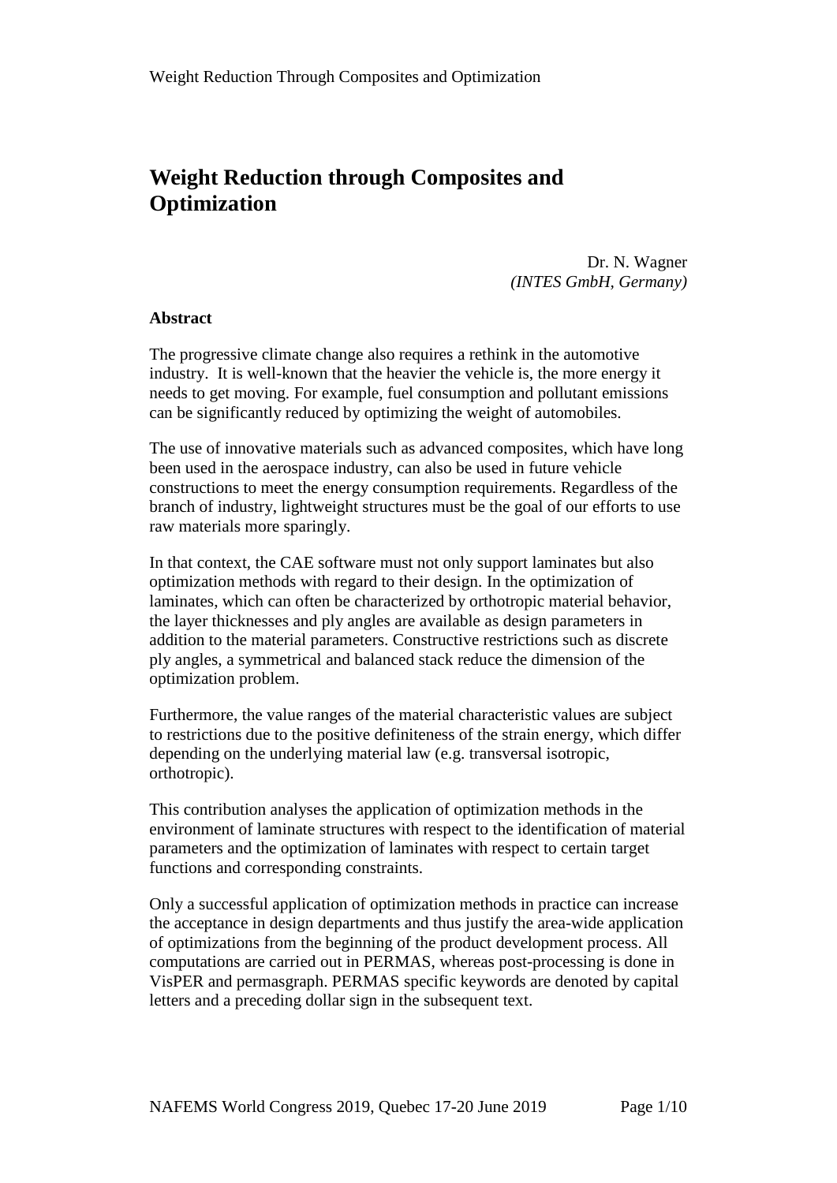# Weight Reduction through Composites and Optimization

Dr. N. Wagner
*(INTES GmbH, Germany)*

**Abstract**

The progressive climate change also requires a rethink in the automotive industry. It is well-known that the heavier the vehicle is, the more energy it needs to get moving. For example, fuel consumption and pollutant emissions can be significantly reduced by optimizing the weight of automobiles.

The use of innovative materials such as advanced composites, which have long been used in the aerospace industry, can also be used in future vehicle constructions to meet the energy consumption requirements. Regardless of the branch of industry, lightweight structures must be the goal of our efforts to use raw materials more sparingly.

In that context, the CAE software must not only support laminates but also optimization methods with regard to their design. In the optimization of laminates, which can often be characterized by orthotropic material behavior, the layer thicknesses and ply angles are available as design parameters in addition to the material parameters. Constructive restrictions such as discrete ply angles, a symmetrical and balanced stack reduce the dimension of the optimization problem.

Furthermore, the value ranges of the material characteristic values are subject to restrictions due to the positive definiteness of the strain energy, which differ depending on the underlying material law (e.g. transversal isotropic, orthotropic).

This contribution analyses the application of optimization methods in the environment of laminate structures with respect to the identification of material parameters and the optimization of laminates with respect to certain target functions and corresponding constraints.

Only a successful application of optimization methods in practice can increase the acceptance in design departments and thus justify the area-wide application of optimizations from the beginning of the product development process. All computations are carried out in PERMAS, whereas post-processing is done in VisPER and permasgraph. PERMAS specific keywords are denoted by capital letters and a preceding dollar sign in the subsequent text.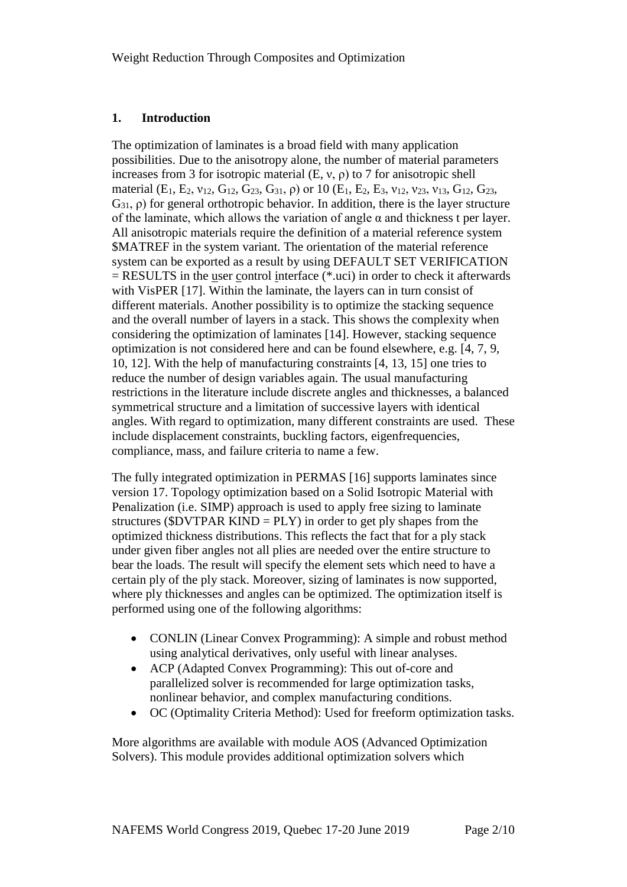## 1. Introduction

The optimization of laminates is a broad field with many application possibilities. Due to the anisotropy alone, the number of material parameters increases from 3 for isotropic material ($E$, $\nu$, $\rho$) to 7 for anisotropic shell material ($E_1$, $E_2$, $\nu_{12}$, $G_{12}$, $G_{23}$, $G_{31}$, $\rho$) or 10 ($E_1$, $E_2$, $E_3$, $\nu_{12}$, $\nu_{23}$, $\nu_{13}$, $G_{12}$, $G_{23}$, $G_{31}$, $\rho$) for general orthotropic behavior. In addition, there is the layer structure of the laminate, which allows the variation of angle $\alpha$ and thickness t per layer. All anisotropic materials require the definition of a material reference system $MATREF in the system variant. The orientation of the material reference system can be exported as a result by using DEFAULT SET VERIFICATION = RESULTS in the user control interface (*.uci) in order to check it afterwards with VisPER [17]. Within the laminate, the layers can in turn consist of different materials. Another possibility is to optimize the stacking sequence and the overall number of layers in a stack. This shows the complexity when considering the optimization of laminates [14]. However, stacking sequence optimization is not considered here and can be found elsewhere, e.g. [4, 7, 9, 10, 12]. With the help of manufacturing constraints [4, 13, 15] one tries to reduce the number of design variables again. The usual manufacturing restrictions in the literature include discrete angles and thicknesses, a balanced symmetrical structure and a limitation of successive layers with identical angles. With regard to optimization, many different constraints are used. These include displacement constraints, buckling factors, eigenfrequencies, compliance, mass, and failure criteria to name a few.

The fully integrated optimization in PERMAS [16] supports laminates since version 17. Topology optimization based on a Solid Isotropic Material with Penalization (i.e. SIMP) approach is used to apply free sizing to laminate structures ($DVTPAR KIND = PLY) in order to get ply shapes from the optimized thickness distributions. This reflects the fact that for a ply stack under given fiber angles not all plies are needed over the entire structure to bear the loads. The result will specify the element sets which need to have a certain ply of the ply stack. Moreover, sizing of laminates is now supported, where ply thicknesses and angles can be optimized. The optimization itself is performed using one of the following algorithms:

- CONLIN (Linear Convex Programming): A simple and robust method using analytical derivatives, only useful with linear analyses.
- ACP (Adapted Convex Programming): This out of-core and parallelized solver is recommended for large optimization tasks, nonlinear behavior, and complex manufacturing conditions.
- OC (Optimality Criteria Method): Used for freeform optimization tasks.

More algorithms are available with module AOS (Advanced Optimization Solvers). This module provides additional optimization solvers which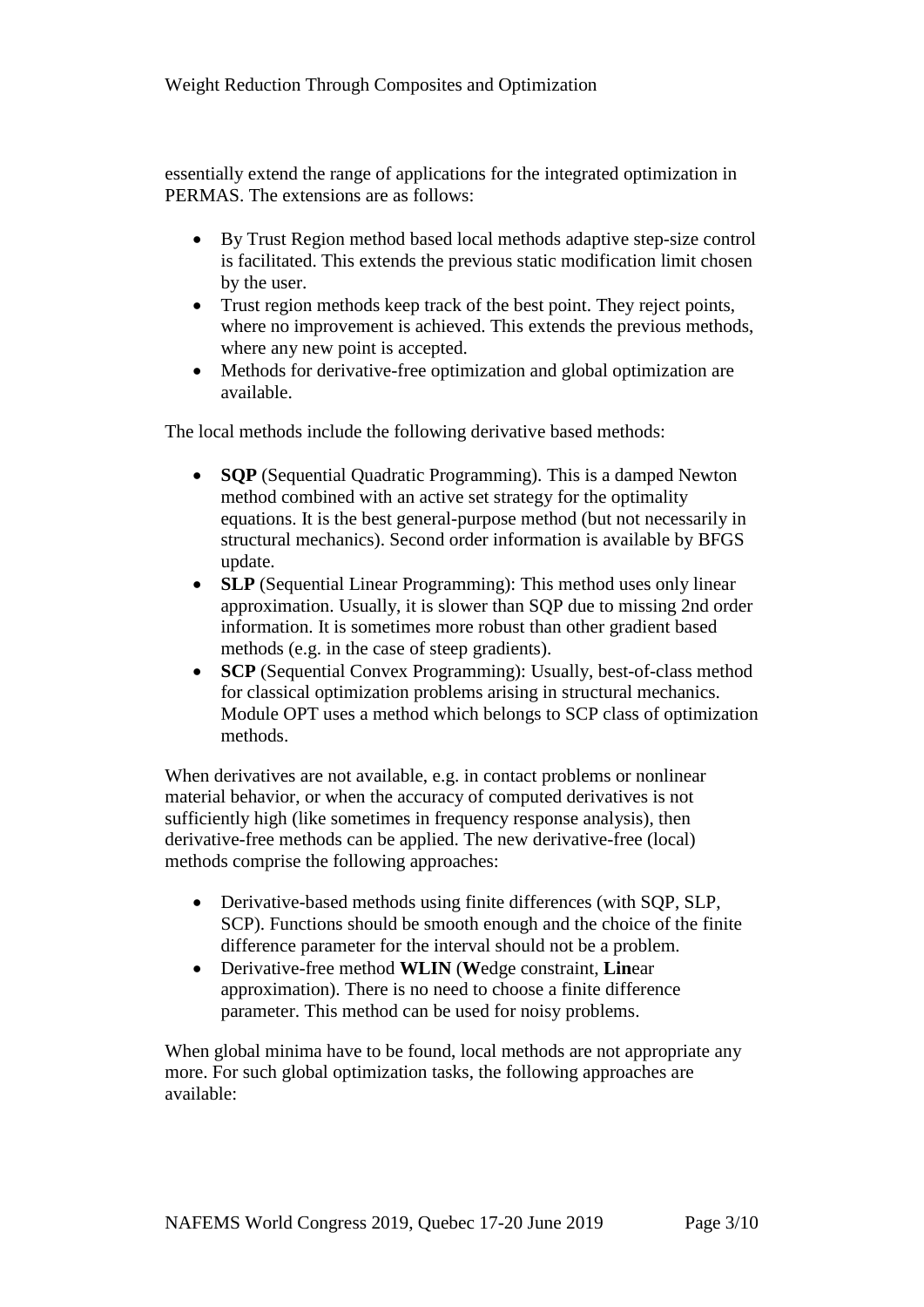essentially extend the range of applications for the integrated optimization in PERMAS. The extensions are as follows:

- By Trust Region method based local methods adaptive step-size control is facilitated. This extends the previous static modification limit chosen by the user.
- Trust region methods keep track of the best point. They reject points, where no improvement is achieved. This extends the previous methods, where any new point is accepted.
- Methods for derivative-free optimization and global optimization are available.

The local methods include the following derivative based methods:

- **SQP** (Sequential Quadratic Programming). This is a damped Newton method combined with an active set strategy for the optimality equations. It is the best general-purpose method (but not necessarily in structural mechanics). Second order information is available by BFGS update.
- **SLP** (Sequential Linear Programming): This method uses only linear approximation. Usually, it is slower than SQP due to missing 2nd order information. It is sometimes more robust than other gradient based methods (e.g. in the case of steep gradients).
- **SCP** (Sequential Convex Programming): Usually, best-of-class method for classical optimization problems arising in structural mechanics. Module OPT uses a method which belongs to SCP class of optimization methods.

When derivatives are not available, e.g. in contact problems or nonlinear material behavior, or when the accuracy of computed derivatives is not sufficiently high (like sometimes in frequency response analysis), then derivative-free methods can be applied. The new derivative-free (local) methods comprise the following approaches:

- Derivative-based methods using finite differences (with SQP, SLP, SCP). Functions should be smooth enough and the choice of the finite difference parameter for the interval should not be a problem.
- Derivative-free method **WLIN** (**W**edge constraint, **Lin**ear approximation). There is no need to choose a finite difference parameter. This method can be used for noisy problems.

When global minima have to be found, local methods are not appropriate any more. For such global optimization tasks, the following approaches are available: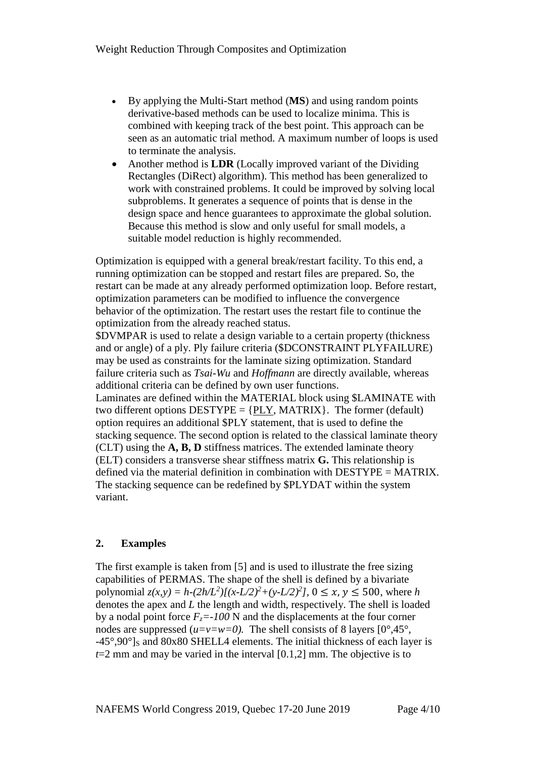- By applying the Multi-Start method (**MS**) and using random points derivative-based methods can be used to localize minima. This is combined with keeping track of the best point. This approach can be seen as an automatic trial method. A maximum number of loops is used to terminate the analysis.
- Another method is **LDR** (Locally improved variant of the Dividing Rectangles (DiRect) algorithm). This method has been generalized to work with constrained problems. It could be improved by solving local subproblems. It generates a sequence of points that is dense in the design space and hence guarantees to approximate the global solution. Because this method is slow and only useful for small models, a suitable model reduction is highly recommended.

Optimization is equipped with a general break/restart facility. To this end, a running optimization can be stopped and restart files are prepared. So, the restart can be made at any already performed optimization loop. Before restart, optimization parameters can be modified to influence the convergence behavior of the optimization. The restart uses the restart file to continue the optimization from the already reached status.
$DVMPAR is used to relate a design variable to a certain property (thickness and or angle) of a ply. Ply failure criteria ($DCONSTRAINT PLYFAILURE) may be used as constraints for the laminate sizing optimization. Standard failure criteria such as *Tsai-Wu* and *Hoffmann* are directly available, whereas additional criteria can be defined by own user functions.
Laminates are defined within the MATERIAL block using $LAMINATE with two different options DESTYPE = {<u>PLY</u>, MATRIX}. The former (default) option requires an additional $PLY statement, that is used to define the stacking sequence. The second option is related to the classical laminate theory (CLT) using the **A, B, D** stiffness matrices. The extended laminate theory (ELT) considers a transverse shear stiffness matrix **G.** This relationship is defined via the material definition in combination with DESTYPE = MATRIX. The stacking sequence can be redefined by $PLYDAT within the system variant.

## 2. Examples

The first example is taken from [5] and is used to illustrate the free sizing capabilities of PERMAS. The shape of the shell is defined by a bivariate polynomial $z(x,y) = h-(2h/L^2)[(x-L/2)^2+(y-L/2)^2]$, $0 \leq x, y \leq 500$, where $h$ denotes the apex and $L$ the length and width, respectively. The shell is loaded by a nodal point force $F_z=-100$ N and the displacements at the four corner nodes are suppressed ($u=v=w=0$). The shell consists of 8 layers $[0°,45°,-45°,90°]_S$ and 80x80 SHELL4 elements. The initial thickness of each layer is $t$=2 mm and may be varied in the interval [0.1,2] mm. The objective is to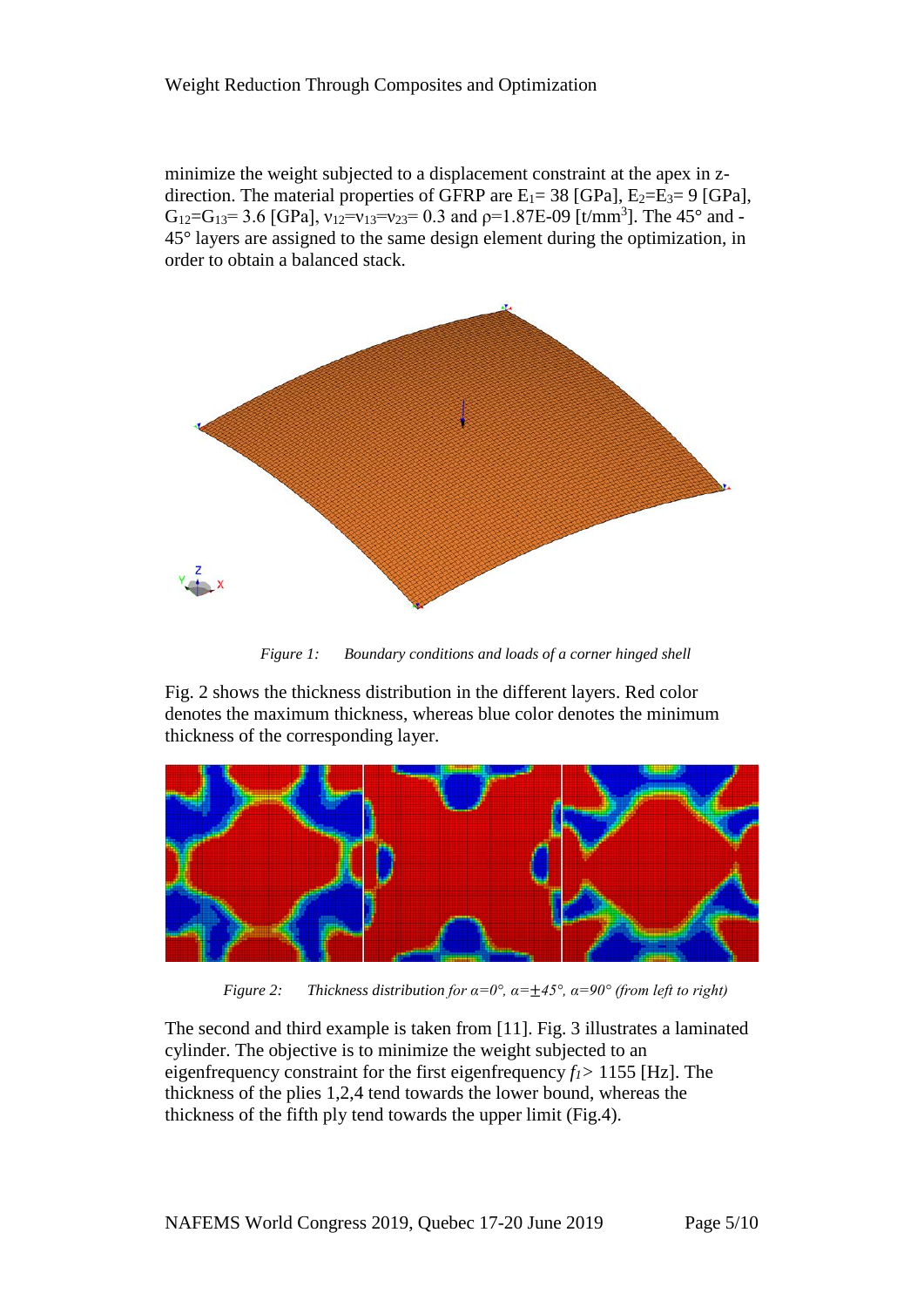minimize the weight subjected to a displacement constraint at the apex in z-direction. The material properties of GFRP are $E_1$= 38 [GPa], $E_2$=$E_3$= 9 [GPa], $G_{12}$=$G_{13}$= 3.6 [GPa], $\nu_{12}$=$\nu_{13}$=$\nu_{23}$= 0.3 and $\rho$=1.87E-09 [t/mm$^3$]. The 45° and -45° layers are assigned to the same design element during the optimization, in order to obtain a balanced stack.

*Figure 1: Boundary conditions and loads of a corner hinged shell*

Fig. 2 shows the thickness distribution in the different layers. Red color denotes the maximum thickness, whereas blue color denotes the minimum thickness of the corresponding layer.

*Figure 2: Thickness distribution for $\alpha$=0°, $\alpha$=±45°, $\alpha$=90° (from left to right)*

The second and third example is taken from [11]. Fig. 3 illustrates a laminated cylinder. The objective is to minimize the weight subjected to an eigenfrequency constraint for the first eigenfrequency $f_1$> 1155 [Hz]. The thickness of the plies 1,2,4 tend towards the lower bound, whereas the thickness of the fifth ply tend towards the upper limit (Fig.4).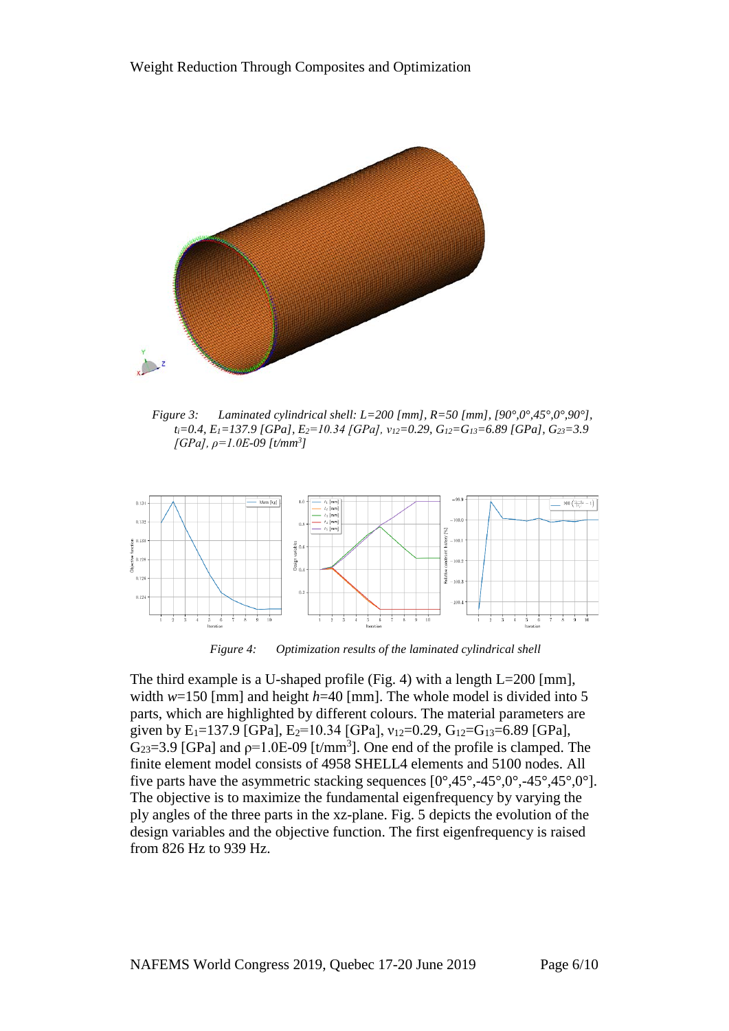*Figure 3: Laminated cylindrical shell: L=200 [mm], R=50 [mm], [90°,0°,45°,0°,90°], $t_i$=0.4, $E_1$=137.9 [GPa], $E_2$=10.34 [GPa], $\nu_{12}$=0.29, $G_{12}$=$G_{13}$=6.89 [GPa], $G_{23}$=3.9 [GPa], $\rho$=1.0E-09 [t/mm$^3$]*

*Figure 4: Optimization results of the laminated cylindrical shell*

The third example is a U-shaped profile (Fig. 4) with a length L=200 [mm], width *w*=150 [mm] and height *h*=40 [mm]. The whole model is divided into 5 parts, which are highlighted by different colours. The material parameters are given by $E_1$=137.9 [GPa], $E_2$=10.34 [GPa], $\nu_{12}$=0.29, $G_{12}$=$G_{13}$=6.89 [GPa], $G_{23}$=3.9 [GPa] and $\rho$=1.0E-09 [t/mm$^3$]. One end of the profile is clamped. The finite element model consists of 4958 SHELL4 elements and 5100 nodes. All five parts have the asymmetric stacking sequences [0°,45°,-45°,0°,-45°,45°,0°]. The objective is to maximize the fundamental eigenfrequency by varying the ply angles of the three parts in the xz-plane. Fig. 5 depicts the evolution of the design variables and the objective function. The first eigenfrequency is raised from 826 Hz to 939 Hz.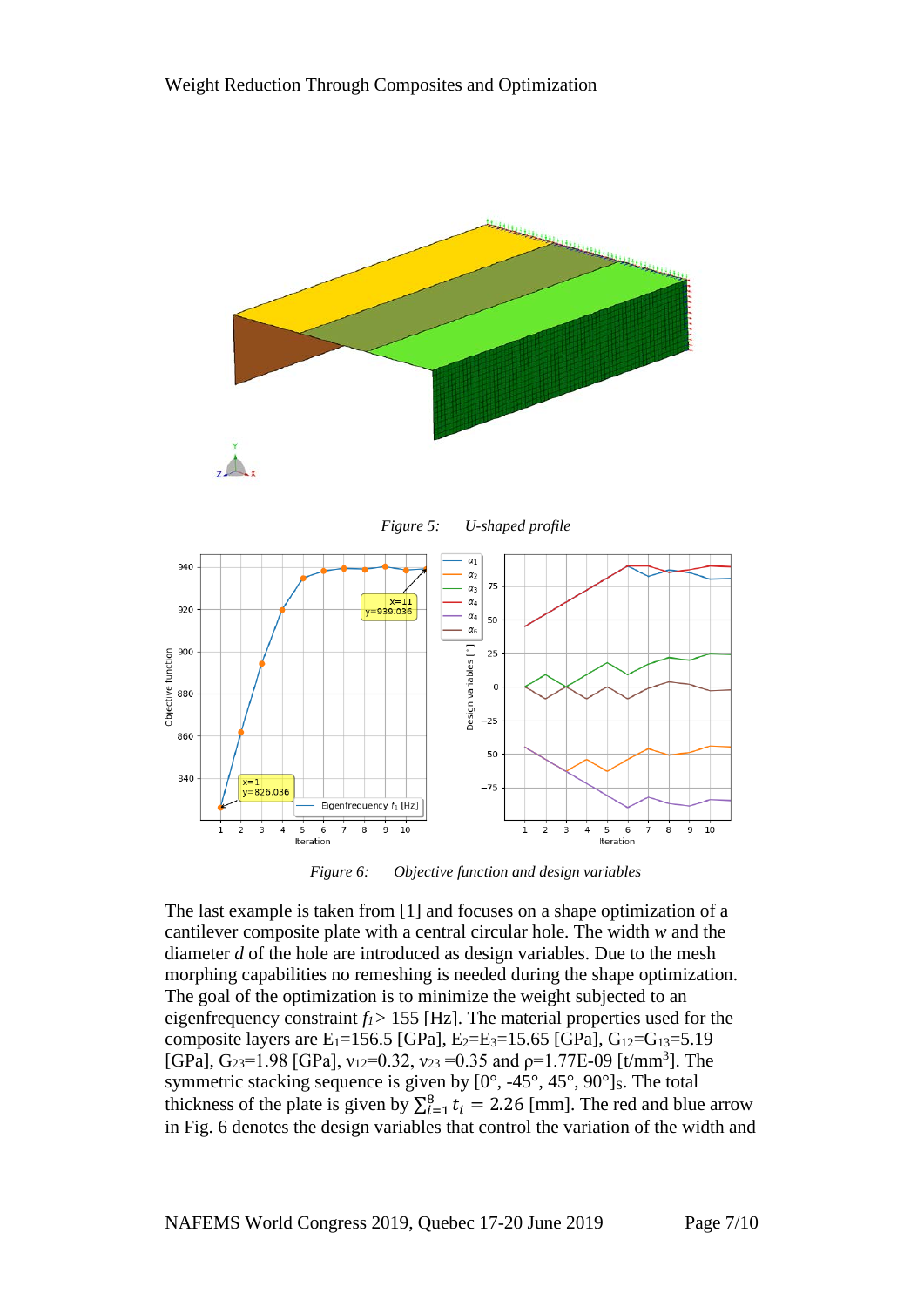*Figure 5: U-shaped profile*

*Figure 6: Objective function and design variables*

The last example is taken from [1] and focuses on a shape optimization of a cantilever composite plate with a central circular hole. The width *w* and the diameter *d* of the hole are introduced as design variables. Due to the mesh morphing capabilities no remeshing is needed during the shape optimization. The goal of the optimization is to minimize the weight subjected to an eigenfrequency constraint $f_1 > 155$ [Hz]. The material properties used for the composite layers are $E_1$=156.5 [GPa], $E_2$=$E_3$=15.65 [GPa], $G_{12}$=$G_{13}$=5.19 [GPa], $G_{23}$=1.98 [GPa], $\nu_{12}$=0.32, $\nu_{23}$ =0.35 and $\rho$=1.77E-09 [t/mm$^3$]. The symmetric stacking sequence is given by [0°, -45°, 45°, 90°]$_S$. The total thickness of the plate is given by $\sum_{i=1}^{8} t_i = 2.26$ [mm]. The red and blue arrow in Fig. 6 denotes the design variables that control the variation of the width and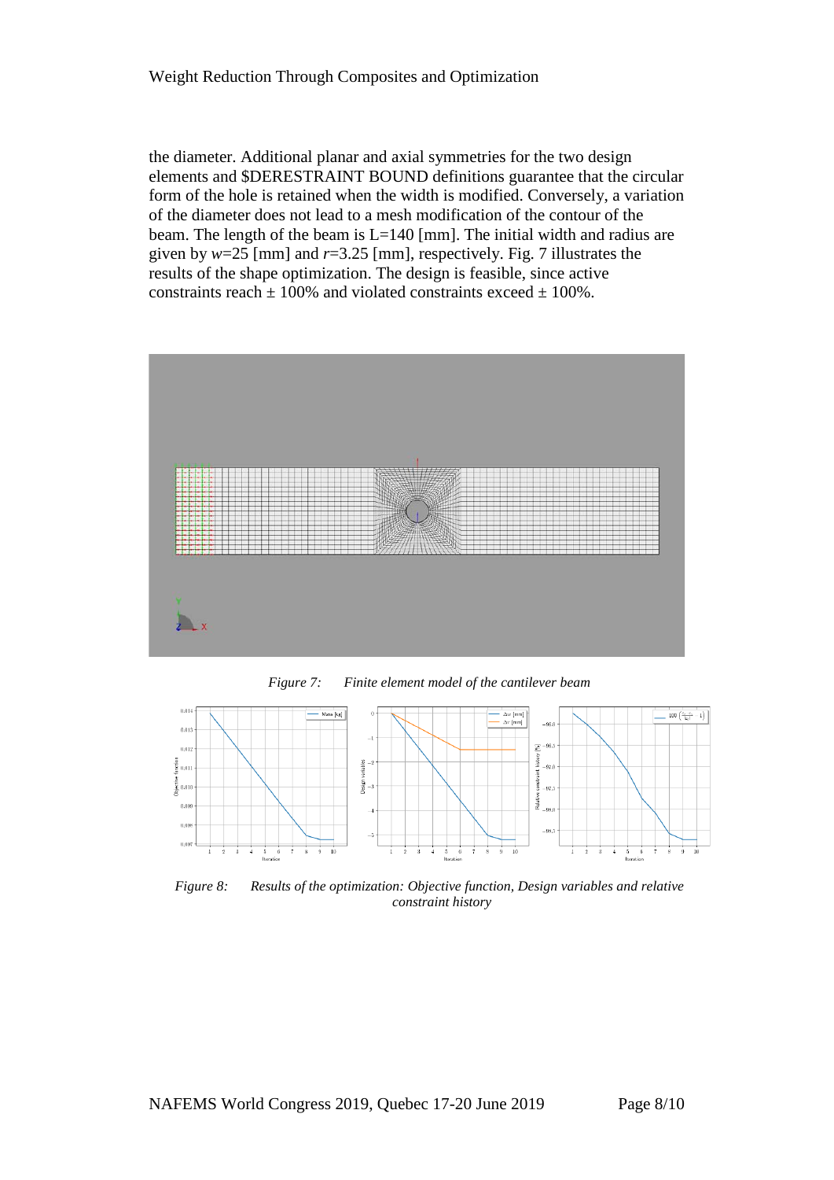the diameter. Additional planar and axial symmetries for the two design elements and $DERESTRAINT BOUND definitions guarantee that the circular form of the hole is retained when the width is modified. Conversely, a variation of the diameter does not lead to a mesh modification of the contour of the beam. The length of the beam is L=140 [mm]. The initial width and radius are given by $w$=25 [mm] and $r$=3.25 [mm], respectively. Fig. 7 illustrates the results of the shape optimization. The design is feasible, since active constraints reach ± 100% and violated constraints exceed ± 100%.

*Figure 7: Finite element model of the cantilever beam*

*Figure 8: Results of the optimization: Objective function, Design variables and relative constraint history*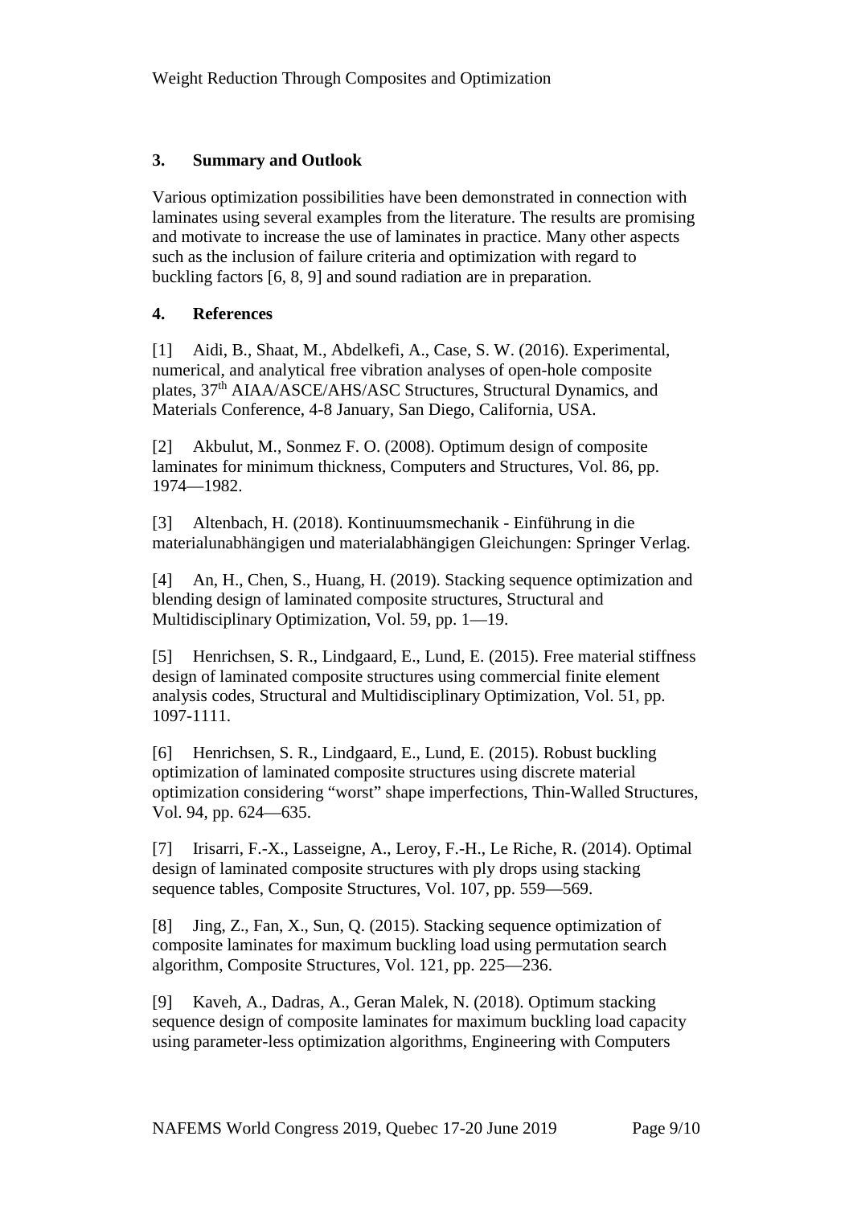## 3. Summary and Outlook

Various optimization possibilities have been demonstrated in connection with laminates using several examples from the literature. The results are promising and motivate to increase the use of laminates in practice. Many other aspects such as the inclusion of failure criteria and optimization with regard to buckling factors [6, 8, 9] and sound radiation are in preparation.

## 4. References

[1] Aidi, B., Shaat, M., Abdelkefi, A., Case, S. W. (2016). Experimental, numerical, and analytical free vibration analyses of open-hole composite plates, 37th AIAA/ASCE/AHS/ASC Structures, Structural Dynamics, and Materials Conference, 4-8 January, San Diego, California, USA.

[2] Akbulut, M., Sonmez F. O. (2008). Optimum design of composite laminates for minimum thickness, Computers and Structures, Vol. 86, pp. 1974—1982.

[3] Altenbach, H. (2018). Kontinuumsmechanik - Einführung in die materialunabhängigen und materialabhängigen Gleichungen: Springer Verlag.

[4] An, H., Chen, S., Huang, H. (2019). Stacking sequence optimization and blending design of laminated composite structures, Structural and Multidisciplinary Optimization, Vol. 59, pp. 1—19.

[5] Henrichsen, S. R., Lindgaard, E., Lund, E. (2015). Free material stiffness design of laminated composite structures using commercial finite element analysis codes, Structural and Multidisciplinary Optimization, Vol. 51, pp. 1097-1111.

[6] Henrichsen, S. R., Lindgaard, E., Lund, E. (2015). Robust buckling optimization of laminated composite structures using discrete material optimization considering "worst" shape imperfections, Thin-Walled Structures, Vol. 94, pp. 624—635.

[7] Irisarri, F.-X., Lasseigne, A., Leroy, F.-H., Le Riche, R. (2014). Optimal design of laminated composite structures with ply drops using stacking sequence tables, Composite Structures, Vol. 107, pp. 559—569.

[8] Jing, Z., Fan, X., Sun, Q. (2015). Stacking sequence optimization of composite laminates for maximum buckling load using permutation search algorithm, Composite Structures, Vol. 121, pp. 225—236.

[9] Kaveh, A., Dadras, A., Geran Malek, N. (2018). Optimum stacking sequence design of composite laminates for maximum buckling load capacity using parameter-less optimization algorithms, Engineering with Computers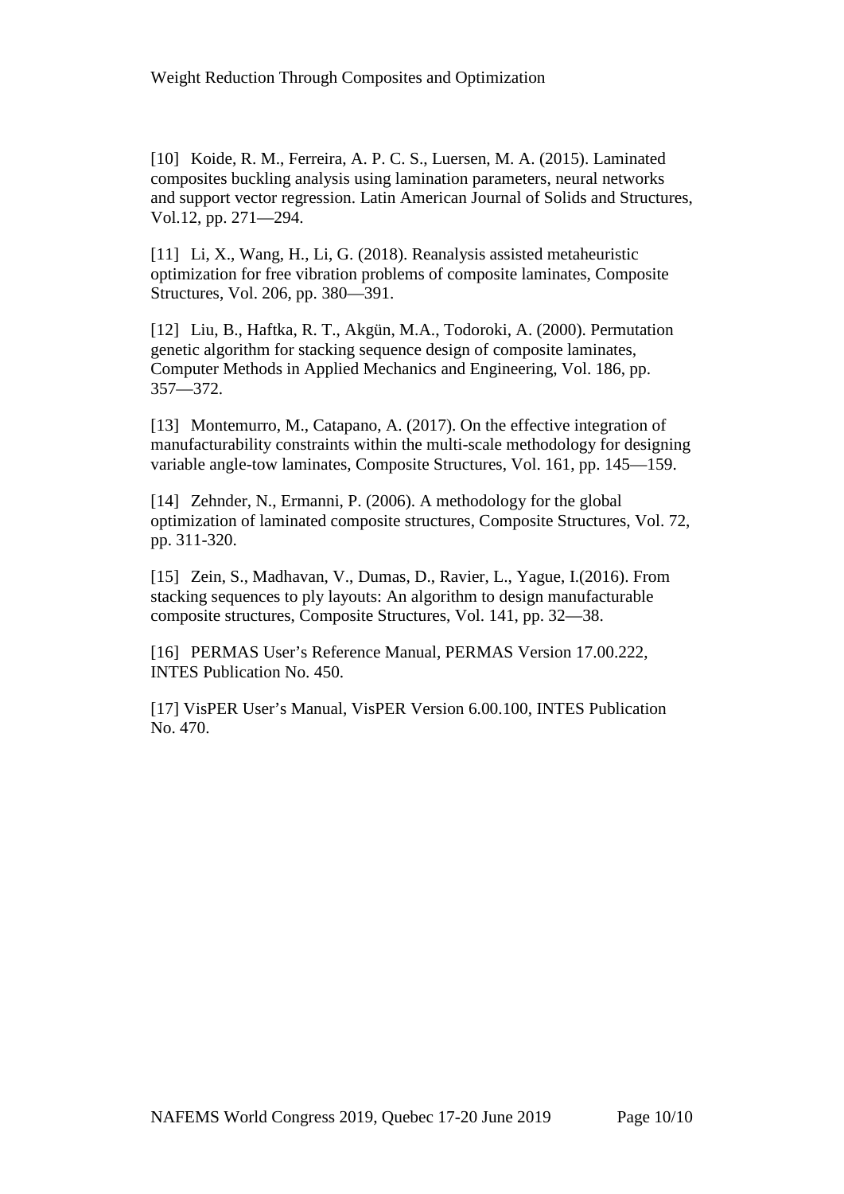[10] Koide, R. M., Ferreira, A. P. C. S., Luersen, M. A. (2015). Laminated composites buckling analysis using lamination parameters, neural networks and support vector regression. Latin American Journal of Solids and Structures, Vol.12, pp. 271—294.

[11] Li, X., Wang, H., Li, G. (2018). Reanalysis assisted metaheuristic optimization for free vibration problems of composite laminates, Composite Structures, Vol. 206, pp. 380—391.

[12] Liu, B., Haftka, R. T., Akgün, M.A., Todoroki, A. (2000). Permutation genetic algorithm for stacking sequence design of composite laminates, Computer Methods in Applied Mechanics and Engineering, Vol. 186, pp. 357—372.

[13] Montemurro, M., Catapano, A. (2017). On the effective integration of manufacturability constraints within the multi-scale methodology for designing variable angle-tow laminates, Composite Structures, Vol. 161, pp. 145—159.

[14] Zehnder, N., Ermanni, P. (2006). A methodology for the global optimization of laminated composite structures, Composite Structures, Vol. 72, pp. 311-320.

[15] Zein, S., Madhavan, V., Dumas, D., Ravier, L., Yague, I.(2016). From stacking sequences to ply layouts: An algorithm to design manufacturable composite structures, Composite Structures, Vol. 141, pp. 32—38.

[16] PERMAS User's Reference Manual, PERMAS Version 17.00.222, INTES Publication No. 450.

[17] VisPER User's Manual, VisPER Version 6.00.100, INTES Publication No. 470.